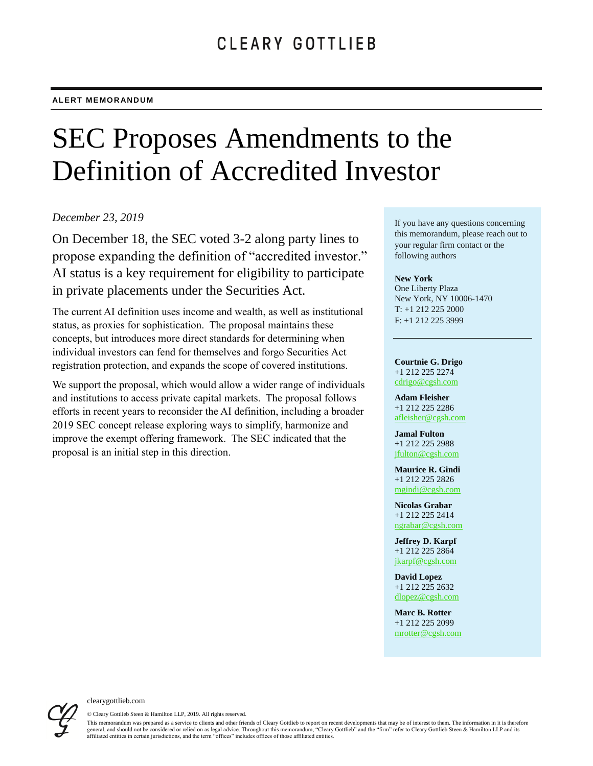CLEARY GOTTLIEB

**ALERT MEMORANDUM**

# SEC Proposes Amendments to the Definition of Accredited Investor

*December 23, 2019*

On December 18, the SEC voted 3-2 along party lines to propose expanding the definition of "accredited investor." AI status is a key requirement for eligibility to participate in private placements under the Securities Act.

The current AI definition uses income and wealth, as well as institutional status, as proxies for sophistication. The proposal maintains these concepts, but introduces more direct standards for determining when individual investors can fend for themselves and forgo Securities Act registration protection, and expands the scope of covered institutions.

We support the proposal, which would allow a wider range of individuals and institutions to access private capital markets. The proposal follows efforts in recent years to reconsider the AI definition, including a broader 2019 SEC concept release exploring ways to simplify, harmonize and improve the exempt offering framework. The SEC indicated that the proposal is an initial step in this direction.

If you have any questions concerning this memorandum, please reach out to your regular firm contact or the following authors

**New York**
One Liberty Plaza
New York, NY 10006-1470
T: +1 212 225 2000
F: +1 212 225 3999

**Courtnie G. Drigo**
+1 212 225 2274
cdrigo@cgsh.com

**Adam Fleisher**
+1 212 225 2286
afleisher@cgsh.com

**Jamal Fulton**
+1 212 225 2988
jfulton@cgsh.com

**Maurice R. Gindi**
+1 212 225 2826
mgindi@cgsh.com

**Nicolas Grabar**
+1 212 225 2414
ngrabar@cgsh.com

**Jeffrey D. Karpf**
+1 212 225 2864
jkarpf@cgsh.com

**David Lopez**
+1 212 225 2632
dlopez@cgsh.com

**Marc B. Rotter**
+1 212 225 2099
mrotter@cgsh.com

clearygottlieb.com

© Cleary Gottlieb Steen & Hamilton LLP, 2019. All rights reserved.

This memorandum was prepared as a service to clients and other friends of Cleary Gottlieb to report on recent developments that may be of interest to them. The information in it is therefore general, and should not be considered or relied on as legal advice. Throughout this memorandum, "Cleary Gottlieb" and the "firm" refer to Cleary Gottlieb Steen & Hamilton LLP and its affiliated entities in certain jurisdictions, and the term "offices" includes offices of those affiliated entities.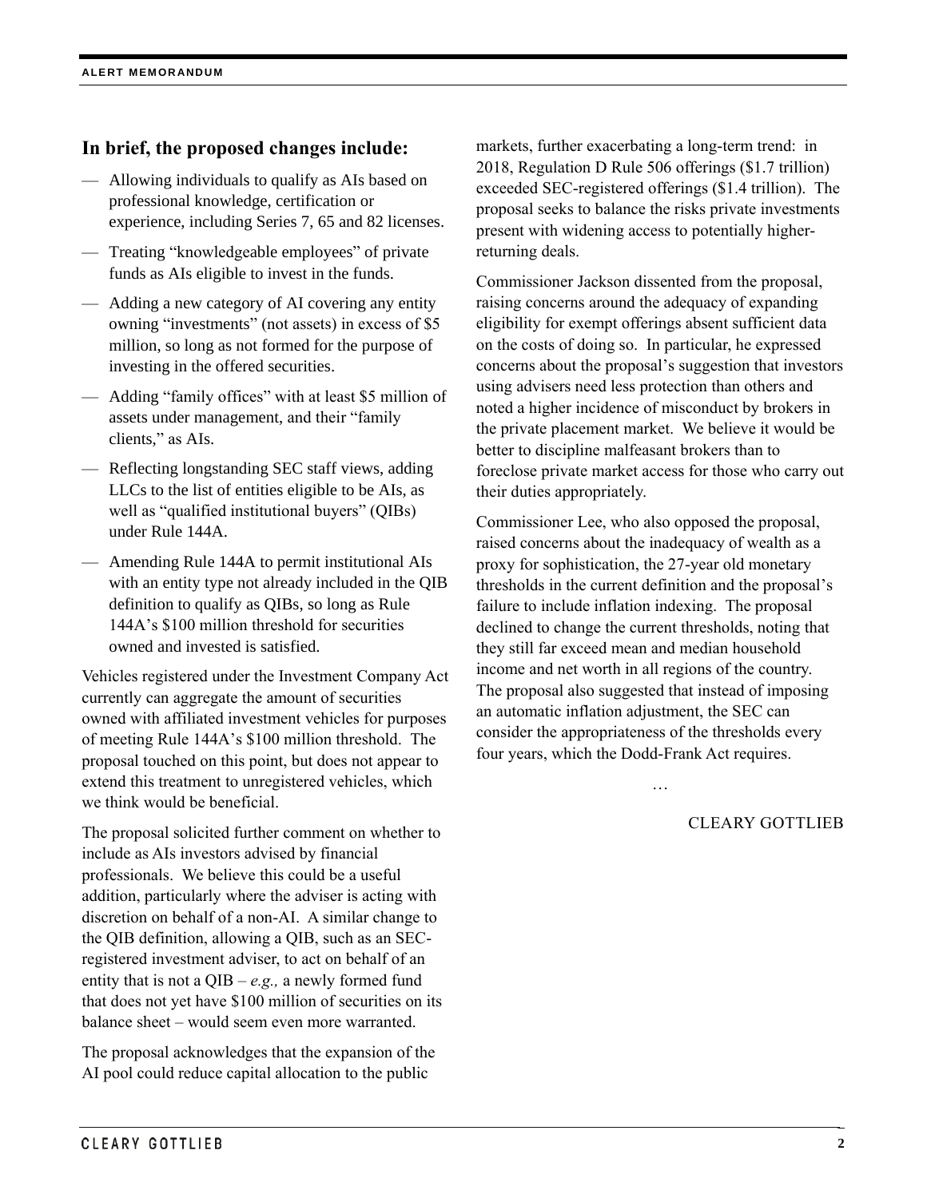## In brief, the proposed changes include:

- Allowing individuals to qualify as AIs based on professional knowledge, certification or experience, including Series 7, 65 and 82 licenses.
- Treating "knowledgeable employees" of private funds as AIs eligible to invest in the funds.
- Adding a new category of AI covering any entity owning "investments" (not assets) in excess of $5 million, so long as not formed for the purpose of investing in the offered securities.
- Adding "family offices" with at least $5 million of assets under management, and their "family clients," as AIs.
- Reflecting longstanding SEC staff views, adding LLCs to the list of entities eligible to be AIs, as well as "qualified institutional buyers" (QIBs) under Rule 144A.
- Amending Rule 144A to permit institutional AIs with an entity type not already included in the QIB definition to qualify as QIBs, so long as Rule 144A's $100 million threshold for securities owned and invested is satisfied.

Vehicles registered under the Investment Company Act currently can aggregate the amount of securities owned with affiliated investment vehicles for purposes of meeting Rule 144A's $100 million threshold. The proposal touched on this point, but does not appear to extend this treatment to unregistered vehicles, which we think would be beneficial.

The proposal solicited further comment on whether to include as AIs investors advised by financial professionals. We believe this could be a useful addition, particularly where the adviser is acting with discretion on behalf of a non-AI. A similar change to the QIB definition, allowing a QIB, such as an SEC-registered investment adviser, to act on behalf of an entity that is not a QIB – *e.g.,* a newly formed fund that does not yet have $100 million of securities on its balance sheet – would seem even more warranted.

The proposal acknowledges that the expansion of the AI pool could reduce capital allocation to the public markets, further exacerbating a long-term trend: in 2018, Regulation D Rule 506 offerings ($1.7 trillion) exceeded SEC-registered offerings ($1.4 trillion). The proposal seeks to balance the risks private investments present with widening access to potentially higher-returning deals.

Commissioner Jackson dissented from the proposal, raising concerns around the adequacy of expanding eligibility for exempt offerings absent sufficient data on the costs of doing so. In particular, he expressed concerns about the proposal's suggestion that investors using advisers need less protection than others and noted a higher incidence of misconduct by brokers in the private placement market. We believe it would be better to discipline malfeasant brokers than to foreclose private market access for those who carry out their duties appropriately.

Commissioner Lee, who also opposed the proposal, raised concerns about the inadequacy of wealth as a proxy for sophistication, the 27-year old monetary thresholds in the current definition and the proposal's failure to include inflation indexing. The proposal declined to change the current thresholds, noting that they still far exceed mean and median household income and net worth in all regions of the country. The proposal also suggested that instead of imposing an automatic inflation adjustment, the SEC can consider the appropriateness of the thresholds every four years, which the Dodd-Frank Act requires.

…

CLEARY GOTTLIEB